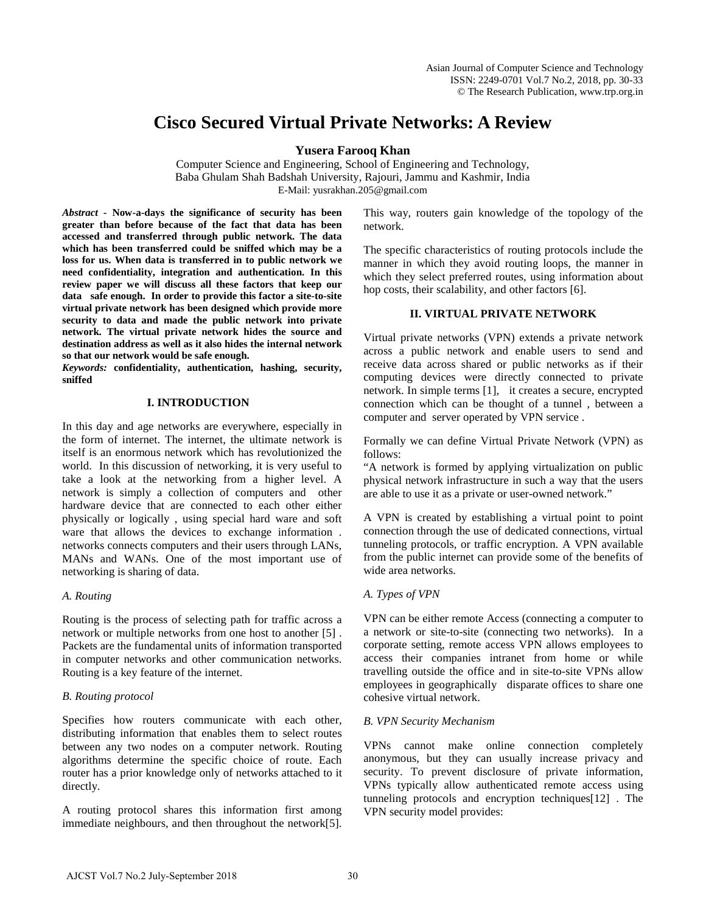# Cisco Secured Virtual Private Networks: A Review

**Yusera Farooq Khan**

Computer Science and Engineering, School of Engineering and Technology,
Baba Ghulam Shah Badshah University, Rajouri, Jammu and Kashmir, India
E-Mail: yusrakhan.205@gmail.com

***Abstract*** **- Now-a-days the significance of security has been greater than before because of the fact that data has been accessed and transferred through public network. The data which has been transferred could be sniffed which may be a loss for us. When data is transferred in to public network we need confidentiality, integration and authentication. In this review paper we will discuss all these factors that keep our data safe enough. In order to provide this factor a site-to-site virtual private network has been designed which provide more security to data and made the public network into private network. The virtual private network hides the source and destination address as well as it also hides the internal network so that our network would be safe enough.**

***Keywords:*** **confidentiality, authentication, hashing, security, sniffed**

## I. INTRODUCTION

In this day and age networks are everywhere, especially in the form of internet. The internet, the ultimate network is itself is an enormous network which has revolutionized the world. In this discussion of networking, it is very useful to take a look at the networking from a higher level. A network is simply a collection of computers and other hardware device that are connected to each other either physically or logically , using special hard ware and soft ware that allows the devices to exchange information . networks connects computers and their users through LANs, MANs and WANs. One of the most important use of networking is sharing of data.

### *A. Routing*

Routing is the process of selecting path for traffic across a network or multiple networks from one host to another [5] . Packets are the fundamental units of information transported in computer networks and other communication networks. Routing is a key feature of the internet.

### *B. Routing protocol*

Specifies how routers communicate with each other, distributing information that enables them to select routes between any two nodes on a computer network. Routing algorithms determine the specific choice of route. Each router has a prior knowledge only of networks attached to it directly.

A routing protocol shares this information first among immediate neighbours, and then throughout the network[5]. This way, routers gain knowledge of the topology of the network.

The specific characteristics of routing protocols include the manner in which they avoid routing loops, the manner in which they select preferred routes, using information about hop costs, their scalability, and other factors [6].

## II. VIRTUAL PRIVATE NETWORK

Virtual private networks (VPN) extends a private network across a public network and enable users to send and receive data across shared or public networks as if their computing devices were directly connected to private network. In simple terms [1], it creates a secure, encrypted connection which can be thought of a tunnel , between a computer and server operated by VPN service .

Formally we can define Virtual Private Network (VPN) as follows:

"A network is formed by applying virtualization on public physical network infrastructure in such a way that the users are able to use it as a private or user-owned network."

A VPN is created by establishing a virtual point to point connection through the use of dedicated connections, virtual tunneling protocols, or traffic encryption. A VPN available from the public internet can provide some of the benefits of wide area networks.

### *A. Types of VPN*

VPN can be either remote Access (connecting a computer to a network or site-to-site (connecting two networks). In a corporate setting, remote access VPN allows employees to access their companies intranet from home or while travelling outside the office and in site-to-site VPNs allow employees in geographically disparate offices to share one cohesive virtual network.

### *B. VPN Security Mechanism*

VPNs cannot make online connection completely anonymous, but they can usually increase privacy and security. To prevent disclosure of private information, VPNs typically allow authenticated remote access using tunneling protocols and encryption techniques[12] . The VPN security model provides: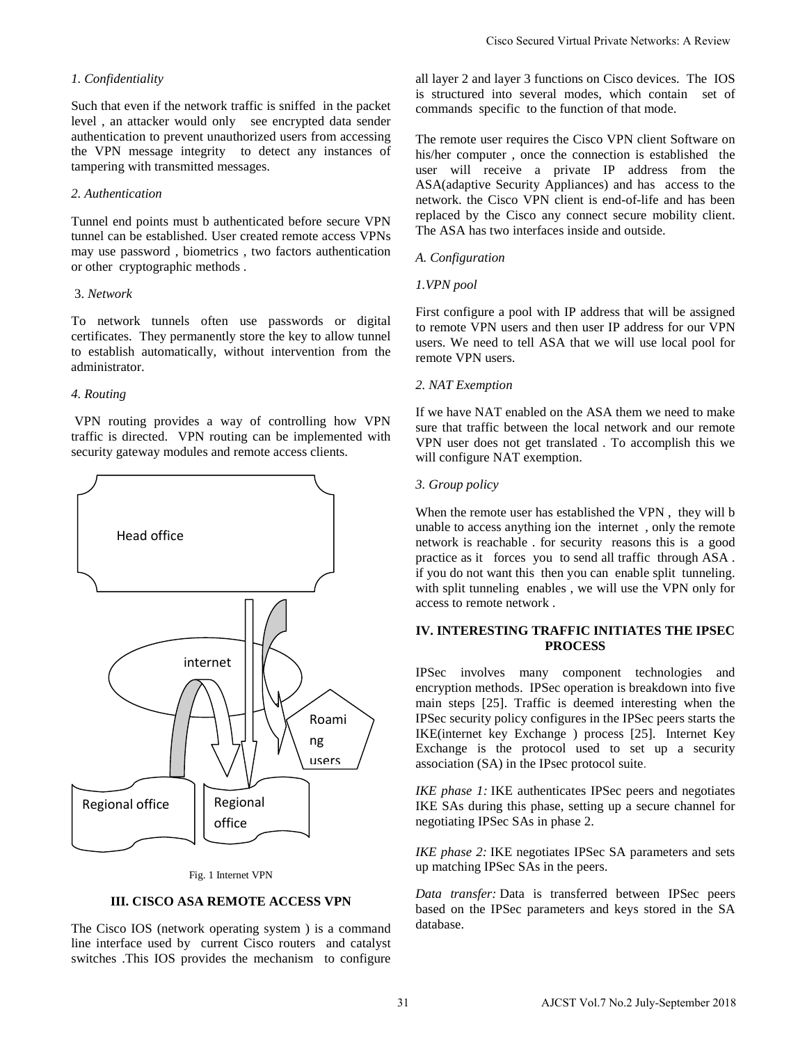*1. Confidentiality*

Such that even if the network traffic is sniffed in the packet level , an attacker would only see encrypted data sender authentication to prevent unauthorized users from accessing the VPN message integrity to detect any instances of tampering with transmitted messages.

*2. Authentication*

Tunnel end points must b authenticated before secure VPN tunnel can be established. User created remote access VPNs may use password , biometrics , two factors authentication or other cryptographic methods .

3. *Network*

To network tunnels often use passwords or digital certificates. They permanently store the key to allow tunnel to establish automatically, without intervention from the administrator.

*4. Routing*

VPN routing provides a way of controlling how VPN traffic is directed. VPN routing can be implemented with security gateway modules and remote access clients.

Head office

internet

Roaming users

Regional office

Regional office

Fig. 1 Internet VPN

## III. CISCO ASA REMOTE ACCESS VPN

The Cisco IOS (network operating system ) is a command line interface used by current Cisco routers and catalyst switches .This IOS provides the mechanism to configure all layer 2 and layer 3 functions on Cisco devices. The IOS is structured into several modes, which contain set of commands specific to the function of that mode.

The remote user requires the Cisco VPN client Software on his/her computer , once the connection is established the user will receive a private IP address from the ASA(adaptive Security Appliances) and has access to the network. the Cisco VPN client is end-of-life and has been replaced by the Cisco any connect secure mobility client. The ASA has two interfaces inside and outside.

### *A. Configuration*

*1.VPN pool*

First configure a pool with IP address that will be assigned to remote VPN users and then user IP address for our VPN users. We need to tell ASA that we will use local pool for remote VPN users.

*2. NAT Exemption*

If we have NAT enabled on the ASA them we need to make sure that traffic between the local network and our remote VPN user does not get translated . To accomplish this we will configure NAT exemption.

*3. Group policy*

When the remote user has established the VPN , they will b unable to access anything ion the internet , only the remote network is reachable . for security reasons this is a good practice as it forces you to send all traffic through ASA . if you do not want this then you can enable split tunneling. with split tunneling enables , we will use the VPN only for access to remote network .

## IV. INTERESTING TRAFFIC INITIATES THE IPSEC PROCESS

IPSec involves many component technologies and encryption methods. IPSec operation is breakdown into five main steps [25]. Traffic is deemed interesting when the IPSec security policy configures in the IPSec peers starts the IKE(internet key Exchange ) process [25]. Internet Key Exchange is the protocol used to set up a security association (SA) in the IPsec protocol suite.

*IKE phase 1:* IKE authenticates IPSec peers and negotiates IKE SAs during this phase, setting up a secure channel for negotiating IPSec SAs in phase 2.

*IKE phase 2:* IKE negotiates IPSec SA parameters and sets up matching IPSec SAs in the peers.

*Data transfer:* Data is transferred between IPSec peers based on the IPSec parameters and keys stored in the SA database.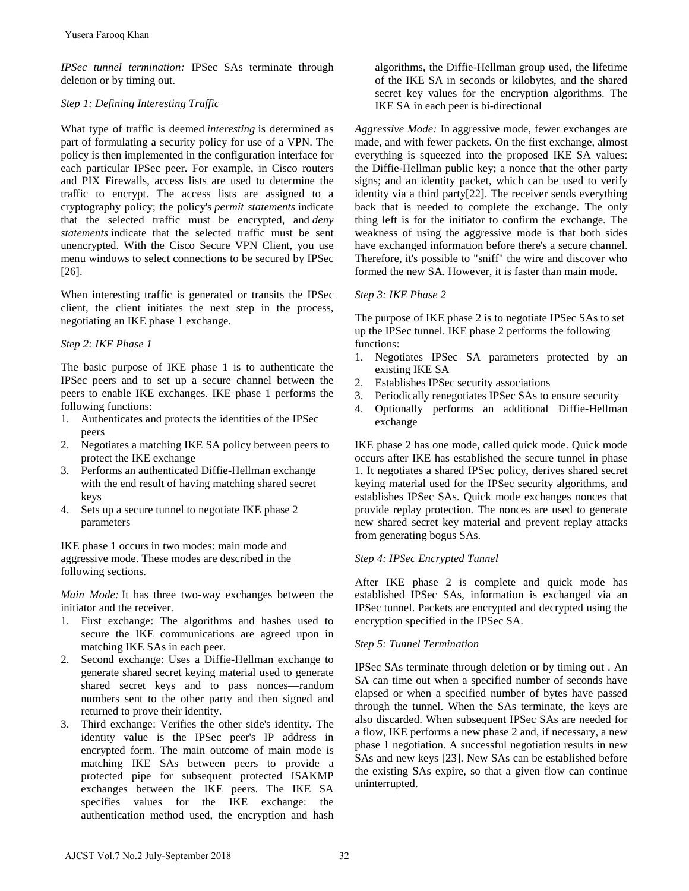*IPSec tunnel termination:* IPSec SAs terminate through deletion or by timing out.

*Step 1: Defining Interesting Traffic*

What type of traffic is deemed *interesting* is determined as part of formulating a security policy for use of a VPN. The policy is then implemented in the configuration interface for each particular IPSec peer. For example, in Cisco routers and PIX Firewalls, access lists are used to determine the traffic to encrypt. The access lists are assigned to a cryptography policy; the policy's *permit statements* indicate that the selected traffic must be encrypted, and *deny statements* indicate that the selected traffic must be sent unencrypted. With the Cisco Secure VPN Client, you use menu windows to select connections to be secured by IPSec [26].

When interesting traffic is generated or transits the IPSec client, the client initiates the next step in the process, negotiating an IKE phase 1 exchange.

*Step 2: IKE Phase 1*

The basic purpose of IKE phase 1 is to authenticate the IPSec peers and to set up a secure channel between the peers to enable IKE exchanges. IKE phase 1 performs the following functions:

1. Authenticates and protects the identities of the IPSec peers
2. Negotiates a matching IKE SA policy between peers to protect the IKE exchange
3. Performs an authenticated Diffie-Hellman exchange with the end result of having matching shared secret keys
4. Sets up a secure tunnel to negotiate IKE phase 2 parameters

IKE phase 1 occurs in two modes: main mode and aggressive mode. These modes are described in the following sections.

*Main Mode:* It has three two-way exchanges between the initiator and the receiver.

1. First exchange: The algorithms and hashes used to secure the IKE communications are agreed upon in matching IKE SAs in each peer.
2. Second exchange: Uses a Diffie-Hellman exchange to generate shared secret keying material used to generate shared secret keys and to pass nonces—random numbers sent to the other party and then signed and returned to prove their identity.
3. Third exchange: Verifies the other side's identity. The identity value is the IPSec peer's IP address in encrypted form. The main outcome of main mode is matching IKE SAs between peers to provide a protected pipe for subsequent protected ISAKMP exchanges between the IKE peers. The IKE SA specifies values for the IKE exchange: the authentication method used, the encryption and hash algorithms, the Diffie-Hellman group used, the lifetime of the IKE SA in seconds or kilobytes, and the shared secret key values for the encryption algorithms. The IKE SA in each peer is bi-directional

*Aggressive Mode:* In aggressive mode, fewer exchanges are made, and with fewer packets. On the first exchange, almost everything is squeezed into the proposed IKE SA values: the Diffie-Hellman public key; a nonce that the other party signs; and an identity packet, which can be used to verify identity via a third party[22]. The receiver sends everything back that is needed to complete the exchange. The only thing left is for the initiator to confirm the exchange. The weakness of using the aggressive mode is that both sides have exchanged information before there's a secure channel. Therefore, it's possible to "sniff" the wire and discover who formed the new SA. However, it is faster than main mode.

*Step 3: IKE Phase 2*

The purpose of IKE phase 2 is to negotiate IPSec SAs to set up the IPSec tunnel. IKE phase 2 performs the following functions:

1. Negotiates IPSec SA parameters protected by an existing IKE SA
2. Establishes IPSec security associations
3. Periodically renegotiates IPSec SAs to ensure security
4. Optionally performs an additional Diffie-Hellman exchange

IKE phase 2 has one mode, called quick mode. Quick mode occurs after IKE has established the secure tunnel in phase 1. It negotiates a shared IPSec policy, derives shared secret keying material used for the IPSec security algorithms, and establishes IPSec SAs. Quick mode exchanges nonces that provide replay protection. The nonces are used to generate new shared secret key material and prevent replay attacks from generating bogus SAs.

*Step 4: IPSec Encrypted Tunnel*

After IKE phase 2 is complete and quick mode has established IPSec SAs, information is exchanged via an IPSec tunnel. Packets are encrypted and decrypted using the encryption specified in the IPSec SA.

*Step 5: Tunnel Termination*

IPSec SAs terminate through deletion or by timing out . An SA can time out when a specified number of seconds have elapsed or when a specified number of bytes have passed through the tunnel. When the SAs terminate, the keys are also discarded. When subsequent IPSec SAs are needed for a flow, IKE performs a new phase 2 and, if necessary, a new phase 1 negotiation. A successful negotiation results in new SAs and new keys [23]. New SAs can be established before the existing SAs expire, so that a given flow can continue uninterrupted.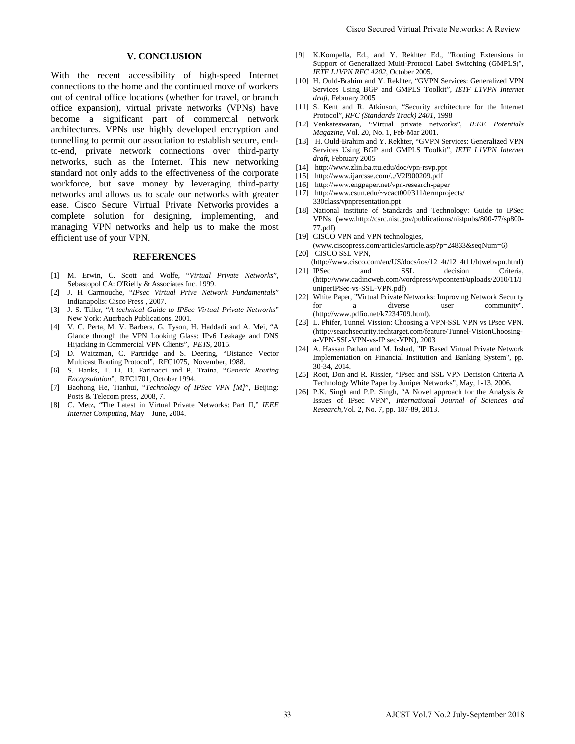## V. CONCLUSION

With the recent accessibility of high-speed Internet connections to the home and the continued move of workers out of central office locations (whether for travel, or branch office expansion), virtual private networks (VPNs) have become a significant part of commercial network architectures. VPNs use highly developed encryption and tunnelling to permit our association to establish secure, end-to-end, private network connections over third-party networks, such as the Internet. This new networking standard not only adds to the effectiveness of the corporate workforce, but save money by leveraging third-party networks and allows us to scale our networks with greater ease. Cisco Secure Virtual Private Networks provides a complete solution for designing, implementing, and managing VPN networks and help us to make the most efficient use of your VPN.

## REFERENCES

[1] M. Erwin, C. Scott and Wolfe, "*Virtual Private Networks*", Sebastopol CA: O'Rielly & Associates Inc. 1999.

[2] J. H Carmouche, "*IPsec Virtual Prive Network Fundamentals*" Indianapolis: Cisco Press , 2007.

[3] J. S. Tiller, "*A technical Guide to IPSec Virtual Private Networks*" New York: Auerbach Publications, 2001.

[4] V. C. Perta, M. V. Barbera, G. Tyson, H. Haddadi and A. Mei, "A Glance through the VPN Looking Glass: IPv6 Leakage and DNS Hijacking in Commercial VPN Clients", *PETS*, 2015.

[5] D. Waitzman, C. Partridge and S. Deering, "Distance Vector Multicast Routing Protocol", RFC1075, November, 1988.

[6] S. Hanks, T. Li, D. Farinacci and P. Traina, "*Generic Routing Encapsulation*", RFC1701, October 1994.

[7] Baohong He, Tianhui, "*Technology of IPSec VPN [M]*", Beijing: Posts & Telecom press, 2008, 7.

[8] C. Metz, "The Latest in Virtual Private Networks: Part II," *IEEE Internet Computing*, May – June, 2004.

[9] K.Kompella, Ed., and Y. Rekhter Ed., "Routing Extensions in Support of Generalized Multi-Protocol Label Switching (GMPLS)", *IETF L1VPN RFC 4202*, October 2005.

[10] H. Ould-Brahim and Y. Rekhter, "GVPN Services: Generalized VPN Services Using BGP and GMPLS Toolkit", *IETF L1VPN Internet draft*, February 2005

[11] S. Kent and R. Atkinson, "Security architecture for the Internet Protocol", *RFC (Standards Track) 2401*, 1998

[12] Venkateswaran, "Virtual private networks", *IEEE Potentials Magazine*, Vol. 20, No. 1, Feb-Mar 2001.

[13] H. Ould-Brahim and Y. Rekhter, "GVPN Services: Generalized VPN Services Using BGP and GMPLS Toolkit", *IETF L1VPN Internet draft*, February 2005

[14] http://www.zlin.ba.ttu.edu/doc/vpn-rsvp.ppt

[15] http://www.ijarcsse.com/../V2I900209.pdf

[16] http://www.engpaper.net/vpn-research-paper

[17] http://www.csun.edu/~vcact00f/311/termprojects/330class/vpnpresentation.ppt

[18] National Institute of Standards and Technology: Guide to IPSec VPNs (www.http://csrc.nist.gov/publications/nistpubs/800-77/sp800-77.pdf)

[19] CISCO VPN and VPN technologies, (www.ciscopress.com/articles/article.asp?p=24833&seqNum=6)

[20] CISCO SSL VPN, (http://www.cisco.com/en/US/docs/ios/12_4t/12_4t11/htwebvpn.html)

[21] IPSec and SSL decision Criteria, (http://www.cadincweb.com/wordpress/wpcontent/uploads/2010/11/JuniperIPSec-vs-SSL-VPN.pdf)

[22] White Paper, "Virtual Private Networks: Improving Network Security for a diverse user community". (http://www.pdfio.net/k7234709.html).

[23] L. Phifer, Tunnel Vission: Choosing a VPN-SSL VPN vs IPsec VPN. (http://searchsecurity.techtarget.com/feature/Tunnel-VisionChoosing-a-VPN-SSL-VPN-vs-IP sec-VPN), 2003

[24] A. Hassan Pathan and M. Irshad, "IP Based Virtual Private Network Implementation on Financial Institution and Banking System", pp. 30-34, 2014.

[25] Root, Don and R. Rissler, "IPsec and SSL VPN Decision Criteria A Technology White Paper by Juniper Networks", May, 1-13, 2006.

[26] P.K. Singh and P.P. Singh, "A Novel approach for the Analysis & Issues of IPsec VPN", *International Journal of Sciences and Research*,Vol. 2, No. 7, pp. 187-89, 2013.